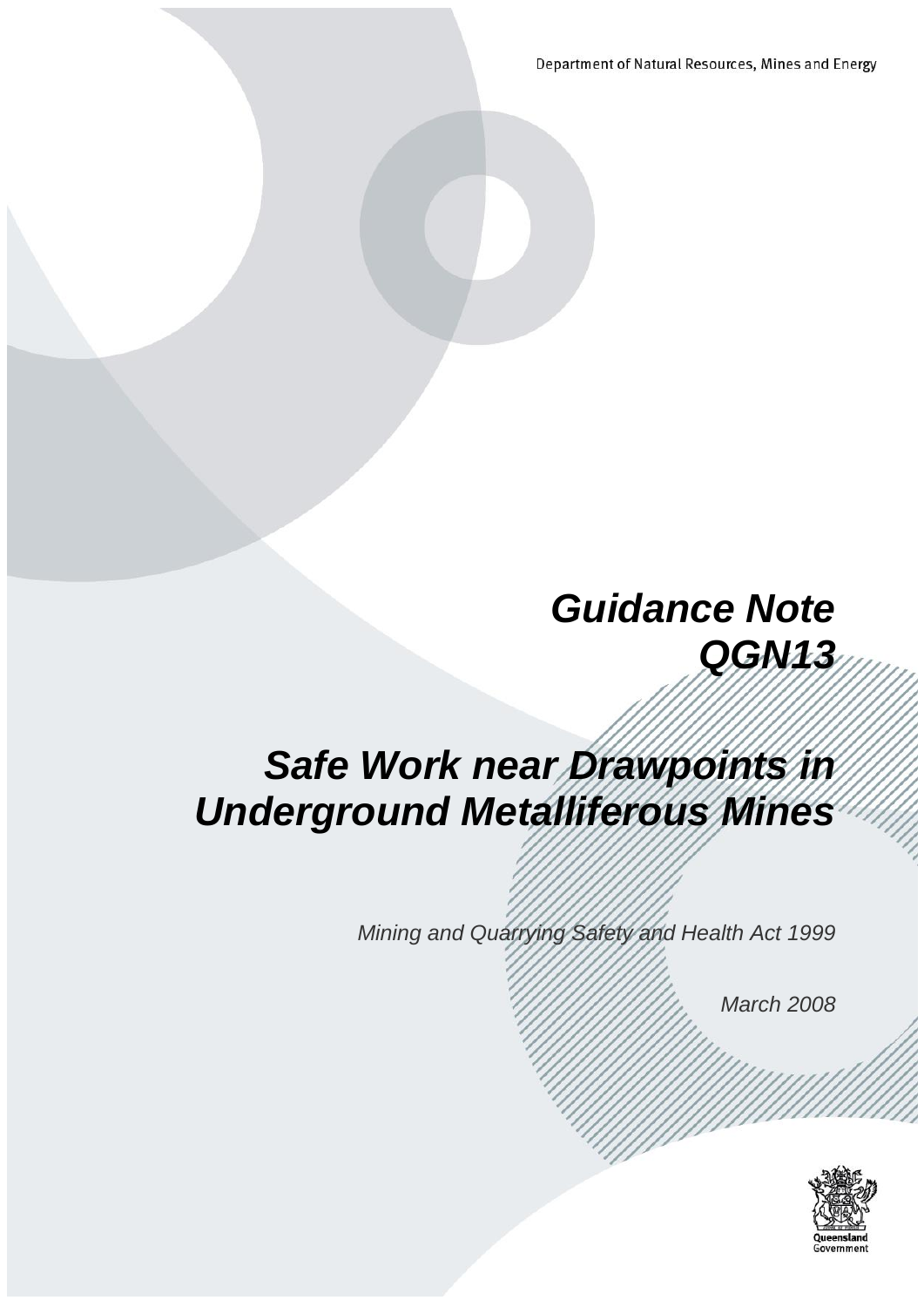Department of Natural Resources, Mines and Energy

# *Guidance Note QGN13*

# *Safe Work near Drawpoints in Underground Metalliferous Mines*

*Mining and Quarrying Safety and Health Act 1999*

*March 2008*

Queensland Government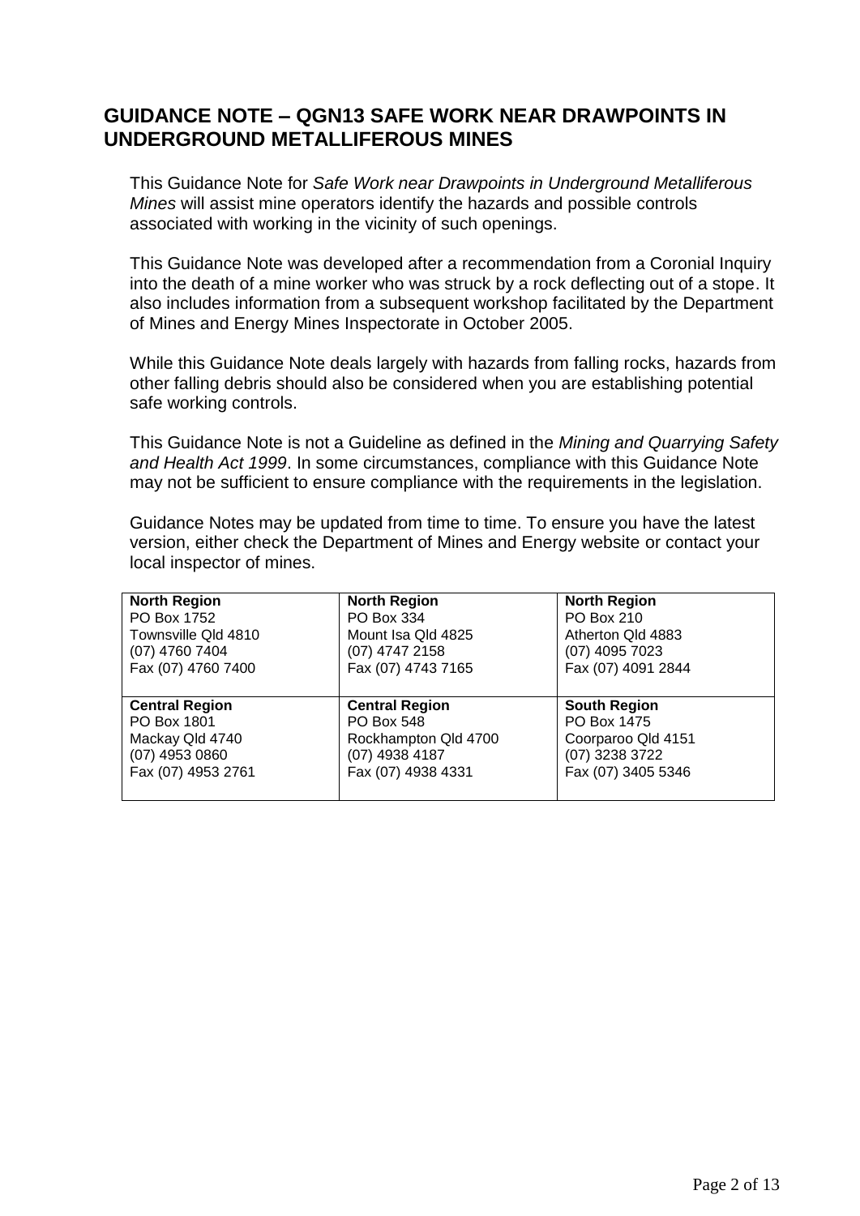# GUIDANCE NOTE – QGN13 SAFE WORK NEAR DRAWPOINTS IN UNDERGROUND METALLIFEROUS MINES

This Guidance Note for *Safe Work near Drawpoints in Underground Metalliferous Mines* will assist mine operators identify the hazards and possible controls associated with working in the vicinity of such openings.

This Guidance Note was developed after a recommendation from a Coronial Inquiry into the death of a mine worker who was struck by a rock deflecting out of a stope. It also includes information from a subsequent workshop facilitated by the Department of Mines and Energy Mines Inspectorate in October 2005.

While this Guidance Note deals largely with hazards from falling rocks, hazards from other falling debris should also be considered when you are establishing potential safe working controls.

This Guidance Note is not a Guideline as defined in the *Mining and Quarrying Safety and Health Act 1999*. In some circumstances, compliance with this Guidance Note may not be sufficient to ensure compliance with the requirements in the legislation.

Guidance Notes may be updated from time to time. To ensure you have the latest version, either check the Department of Mines and Energy website or contact your local inspector of mines.

| | | |
|---|---|---|
| **North Region**<br>PO Box 1752<br>Townsville Qld 4810<br>(07) 4760 7404<br>Fax (07) 4760 7400 | **North Region**<br>PO Box 334<br>Mount Isa Qld 4825<br>(07) 4747 2158<br>Fax (07) 4743 7165 | **North Region**<br>PO Box 210<br>Atherton Qld 4883<br>(07) 4095 7023<br>Fax (07) 4091 2844 |
| **Central Region**<br>PO Box 1801<br>Mackay Qld 4740<br>(07) 4953 0860<br>Fax (07) 4953 2761 | **Central Region**<br>PO Box 548<br>Rockhampton Qld 4700<br>(07) 4938 4187<br>Fax (07) 4938 4331 | **South Region**<br>PO Box 1475<br>Coorparoo Qld 4151<br>(07) 3238 3722<br>Fax (07) 3405 5346 |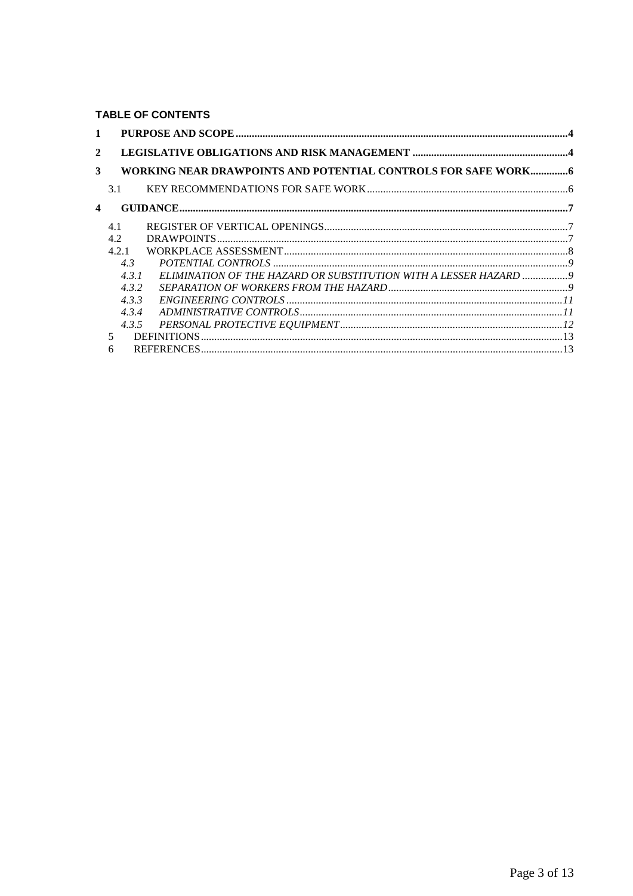**TABLE OF CONTENTS**

**1 PURPOSE AND SCOPE** .....4

**2 LEGISLATIVE OBLIGATIONS AND RISK MANAGEMENT** .....4

**3 WORKING NEAR DRAWPOINTS AND POTENTIAL CONTROLS FOR SAFE WORK** .....6

3.1 KEY RECOMMENDATIONS FOR SAFE WORK .....6

**4 GUIDANCE** .....7

4.1 REGISTER OF VERTICAL OPENINGS .....7

4.2 DRAWPOINTS .....7

4.2.1 WORKPLACE ASSESSMENT .....8

*4.3 POTENTIAL CONTROLS .....9*

*4.3.1 ELIMINATION OF THE HAZARD OR SUBSTITUTION WITH A LESSER HAZARD .....9*

*4.3.2 SEPARATION OF WORKERS FROM THE HAZARD .....9*

*4.3.3 ENGINEERING CONTROLS .....11*

*4.3.4 ADMINISTRATIVE CONTROLS .....11*

*4.3.5 PERSONAL PROTECTIVE EQUIPMENT .....12*

5 DEFINITIONS .....13

6 REFERENCES .....13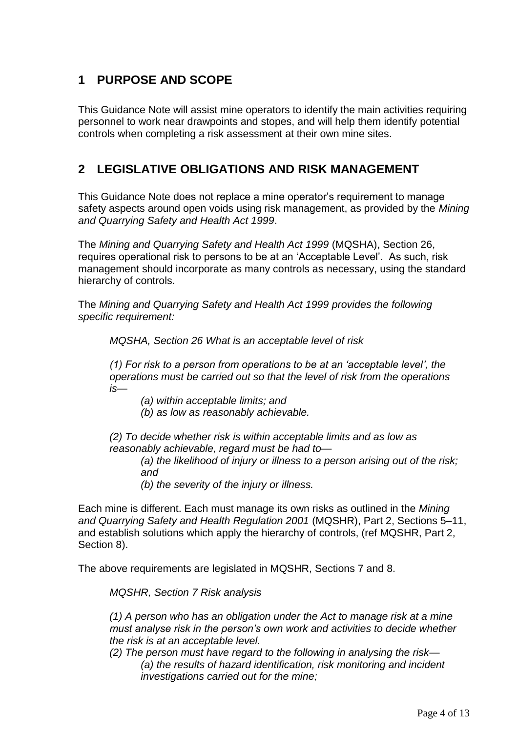## 1 PURPOSE AND SCOPE

This Guidance Note will assist mine operators to identify the main activities requiring personnel to work near drawpoints and stopes, and will help them identify potential controls when completing a risk assessment at their own mine sites.

## 2 LEGISLATIVE OBLIGATIONS AND RISK MANAGEMENT

This Guidance Note does not replace a mine operator's requirement to manage safety aspects around open voids using risk management, as provided by the *Mining and Quarrying Safety and Health Act 1999*.

The *Mining and Quarrying Safety and Health Act 1999* (MQSHA), Section 26, requires operational risk to persons to be at an 'Acceptable Level'. As such, risk management should incorporate as many controls as necessary, using the standard hierarchy of controls.

The *Mining and Quarrying Safety and Health Act 1999 provides the following specific requirement:*

> *MQSHA, Section 26 What is an acceptable level of risk*
>
> *(1) For risk to a person from operations to be at an 'acceptable level', the operations must be carried out so that the level of risk from the operations is—*
>
> > *(a) within acceptable limits; and*
> > *(b) as low as reasonably achievable.*
>
> *(2) To decide whether risk is within acceptable limits and as low as reasonably achievable, regard must be had to—*
>
> > *(a) the likelihood of injury or illness to a person arising out of the risk; and*
> > *(b) the severity of the injury or illness.*

Each mine is different. Each must manage its own risks as outlined in the *Mining and Quarrying Safety and Health Regulation 2001* (MQSHR), Part 2, Sections 5–11, and establish solutions which apply the hierarchy of controls, (ref MQSHR, Part 2, Section 8).

The above requirements are legislated in MQSHR, Sections 7 and 8.

> *MQSHR, Section 7 Risk analysis*
>
> *(1) A person who has an obligation under the Act to manage risk at a mine must analyse risk in the person's own work and activities to decide whether the risk is at an acceptable level.*
>
> *(2) The person must have regard to the following in analysing the risk—*
>
> > *(a) the results of hazard identification, risk monitoring and incident investigations carried out for the mine;*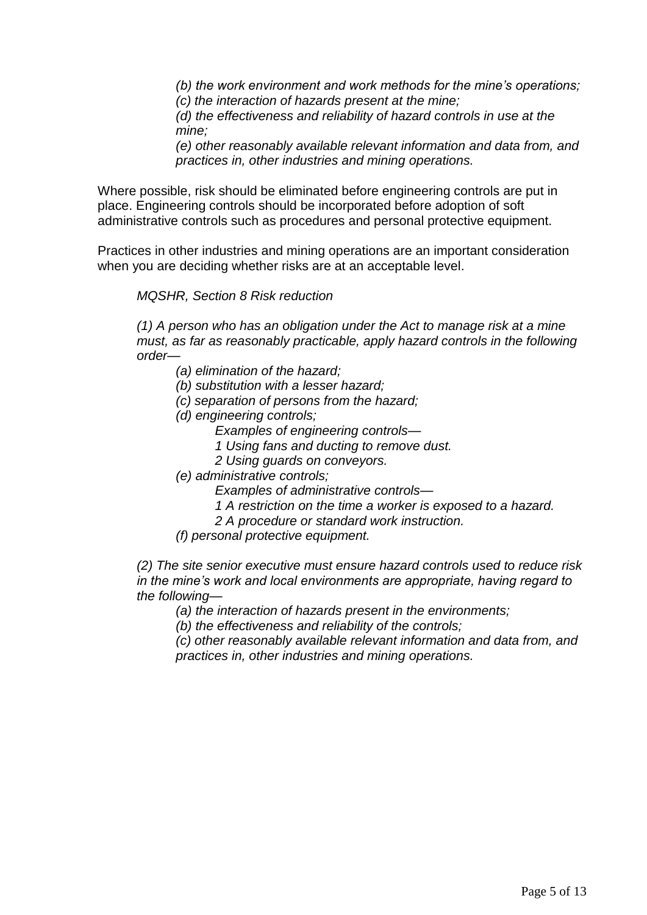*(b) the work environment and work methods for the mine's operations;*
*(c) the interaction of hazards present at the mine;*
*(d) the effectiveness and reliability of hazard controls in use at the mine;*
*(e) other reasonably available relevant information and data from, and practices in, other industries and mining operations.*

Where possible, risk should be eliminated before engineering controls are put in place. Engineering controls should be incorporated before adoption of soft administrative controls such as procedures and personal protective equipment.

Practices in other industries and mining operations are an important consideration when you are deciding whether risks are at an acceptable level.

*MQSHR, Section 8 Risk reduction*

*(1) A person who has an obligation under the Act to manage risk at a mine must, as far as reasonably practicable, apply hazard controls in the following order—*

*(a) elimination of the hazard;*
*(b) substitution with a lesser hazard;*
*(c) separation of persons from the hazard;*
*(d) engineering controls;*
*Examples of engineering controls—*
*1 Using fans and ducting to remove dust.*
*2 Using guards on conveyors.*
*(e) administrative controls;*
*Examples of administrative controls—*
*1 A restriction on the time a worker is exposed to a hazard.*
*2 A procedure or standard work instruction.*
*(f) personal protective equipment.*

*(2) The site senior executive must ensure hazard controls used to reduce risk in the mine's work and local environments are appropriate, having regard to the following—*

*(a) the interaction of hazards present in the environments;*
*(b) the effectiveness and reliability of the controls;*
*(c) other reasonably available relevant information and data from, and practices in, other industries and mining operations.*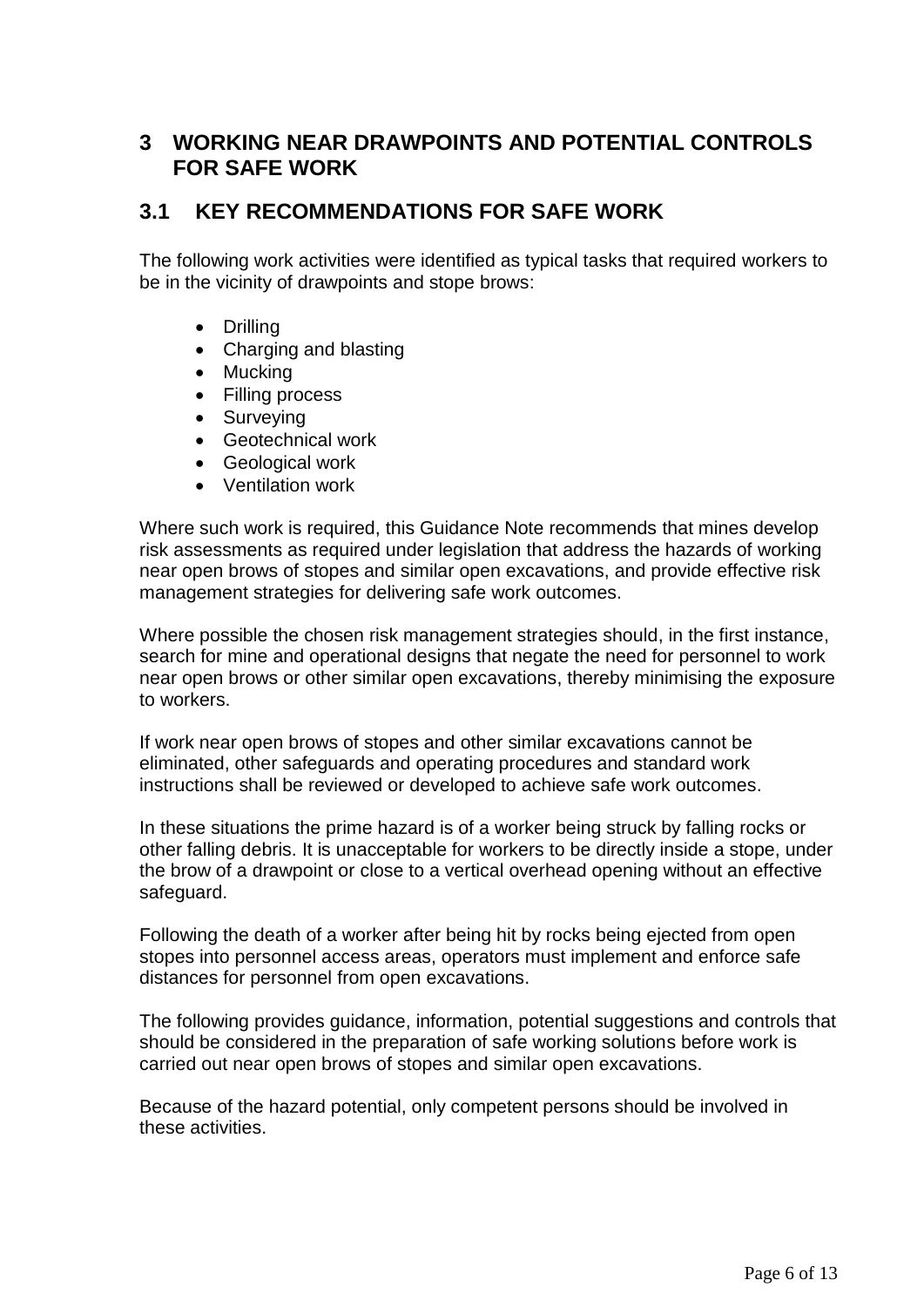# 3 WORKING NEAR DRAWPOINTS AND POTENTIAL CONTROLS FOR SAFE WORK

## 3.1 KEY RECOMMENDATIONS FOR SAFE WORK

The following work activities were identified as typical tasks that required workers to be in the vicinity of drawpoints and stope brows:

- Drilling
- Charging and blasting
- Mucking
- Filling process
- Surveying
- Geotechnical work
- Geological work
- Ventilation work

Where such work is required, this Guidance Note recommends that mines develop risk assessments as required under legislation that address the hazards of working near open brows of stopes and similar open excavations, and provide effective risk management strategies for delivering safe work outcomes.

Where possible the chosen risk management strategies should, in the first instance, search for mine and operational designs that negate the need for personnel to work near open brows or other similar open excavations, thereby minimising the exposure to workers.

If work near open brows of stopes and other similar excavations cannot be eliminated, other safeguards and operating procedures and standard work instructions shall be reviewed or developed to achieve safe work outcomes.

In these situations the prime hazard is of a worker being struck by falling rocks or other falling debris. It is unacceptable for workers to be directly inside a stope, under the brow of a drawpoint or close to a vertical overhead opening without an effective safeguard.

Following the death of a worker after being hit by rocks being ejected from open stopes into personnel access areas, operators must implement and enforce safe distances for personnel from open excavations.

The following provides guidance, information, potential suggestions and controls that should be considered in the preparation of safe working solutions before work is carried out near open brows of stopes and similar open excavations.

Because of the hazard potential, only competent persons should be involved in these activities.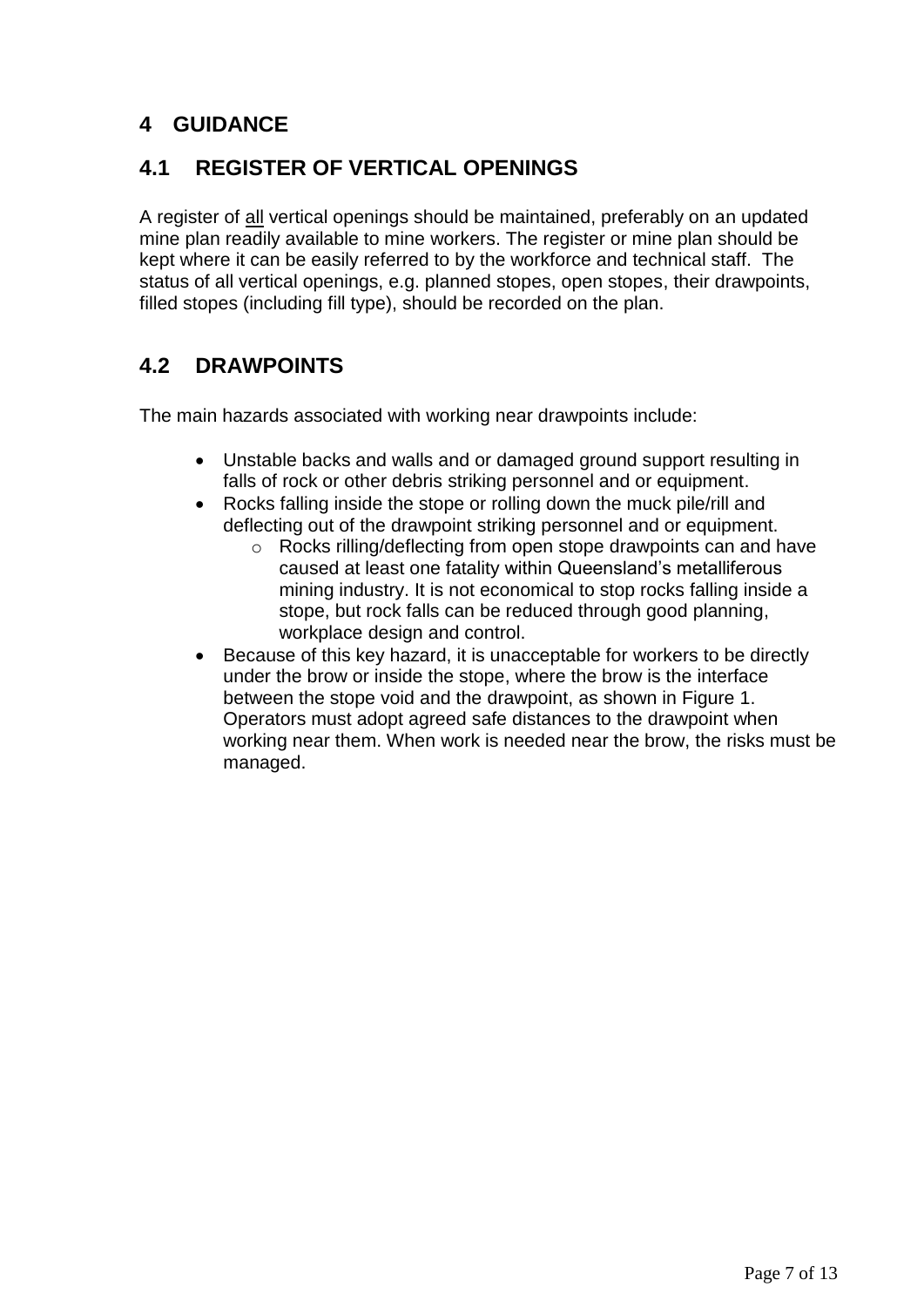# 4 GUIDANCE

## 4.1 REGISTER OF VERTICAL OPENINGS

A register of <u>all</u> vertical openings should be maintained, preferably on an updated mine plan readily available to mine workers. The register or mine plan should be kept where it can be easily referred to by the workforce and technical staff. The status of all vertical openings, e.g. planned stopes, open stopes, their drawpoints, filled stopes (including fill type), should be recorded on the plan.

## 4.2 DRAWPOINTS

The main hazards associated with working near drawpoints include:

- Unstable backs and walls and or damaged ground support resulting in falls of rock or other debris striking personnel and or equipment.
- Rocks falling inside the stope or rolling down the muck pile/rill and deflecting out of the drawpoint striking personnel and or equipment.
    - Rocks rilling/deflecting from open stope drawpoints can and have caused at least one fatality within Queensland's metalliferous mining industry. It is not economical to stop rocks falling inside a stope, but rock falls can be reduced through good planning, workplace design and control.
- Because of this key hazard, it is unacceptable for workers to be directly under the brow or inside the stope, where the brow is the interface between the stope void and the drawpoint, as shown in Figure 1. Operators must adopt agreed safe distances to the drawpoint when working near them. When work is needed near the brow, the risks must be managed.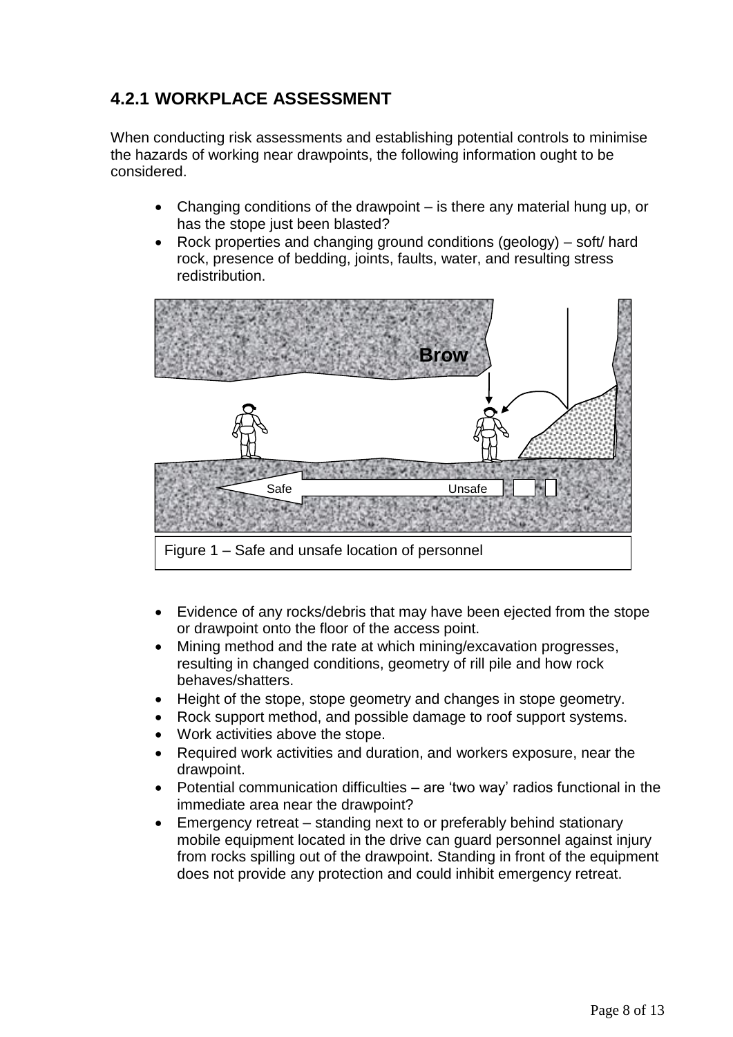## 4.2.1 WORKPLACE ASSESSMENT

When conducting risk assessments and establishing potential controls to minimise the hazards of working near drawpoints, the following information ought to be considered.

- Changing conditions of the drawpoint – is there any material hung up, or has the stope just been blasted?
- Rock properties and changing ground conditions (geology) – soft/ hard rock, presence of bedding, joints, faults, water, and resulting stress redistribution.

Figure 1 – Safe and unsafe location of personnel

- Evidence of any rocks/debris that may have been ejected from the stope or drawpoint onto the floor of the access point.
- Mining method and the rate at which mining/excavation progresses, resulting in changed conditions, geometry of rill pile and how rock behaves/shatters.
- Height of the stope, stope geometry and changes in stope geometry.
- Rock support method, and possible damage to roof support systems.
- Work activities above the stope.
- Required work activities and duration, and workers exposure, near the drawpoint.
- Potential communication difficulties – are 'two way' radios functional in the immediate area near the drawpoint?
- Emergency retreat – standing next to or preferably behind stationary mobile equipment located in the drive can guard personnel against injury from rocks spilling out of the drawpoint. Standing in front of the equipment does not provide any protection and could inhibit emergency retreat.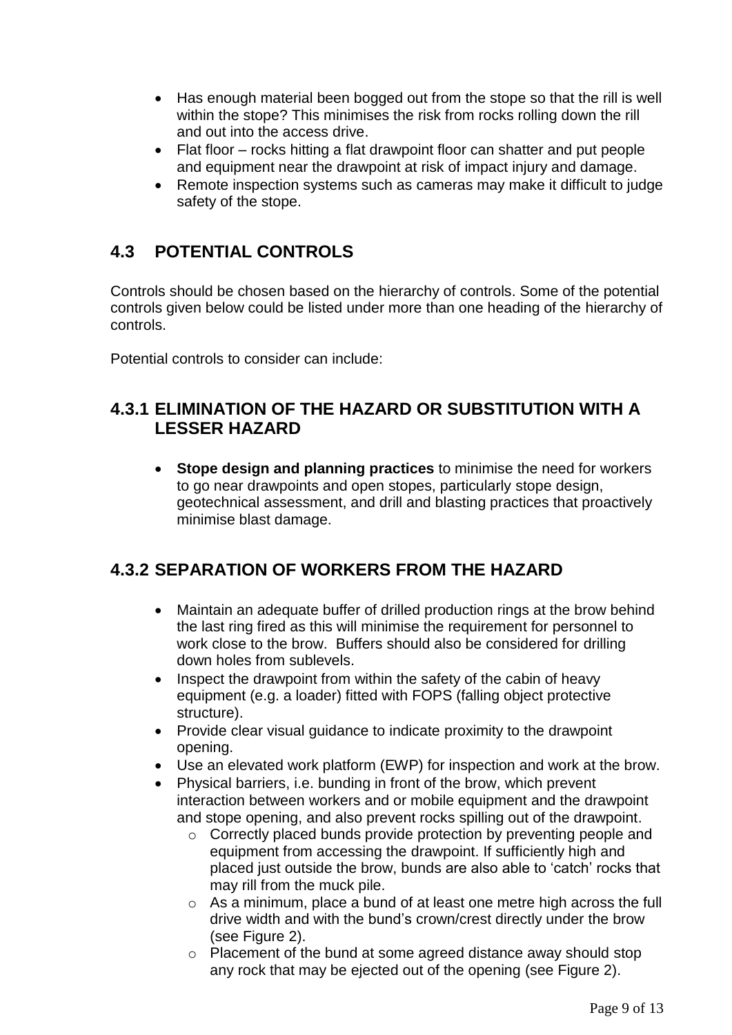- Has enough material been bogged out from the stope so that the rill is well within the stope? This minimises the risk from rocks rolling down the rill and out into the access drive.
- Flat floor – rocks hitting a flat drawpoint floor can shatter and put people and equipment near the drawpoint at risk of impact injury and damage.
- Remote inspection systems such as cameras may make it difficult to judge safety of the stope.

## 4.3 POTENTIAL CONTROLS

Controls should be chosen based on the hierarchy of controls. Some of the potential controls given below could be listed under more than one heading of the hierarchy of controls.

Potential controls to consider can include:

### 4.3.1 ELIMINATION OF THE HAZARD OR SUBSTITUTION WITH A LESSER HAZARD

- **Stope design and planning practices** to minimise the need for workers to go near drawpoints and open stopes, particularly stope design, geotechnical assessment, and drill and blasting practices that proactively minimise blast damage.

### 4.3.2 SEPARATION OF WORKERS FROM THE HAZARD

- Maintain an adequate buffer of drilled production rings at the brow behind the last ring fired as this will minimise the requirement for personnel to work close to the brow. Buffers should also be considered for drilling down holes from sublevels.
- Inspect the drawpoint from within the safety of the cabin of heavy equipment (e.g. a loader) fitted with FOPS (falling object protective structure).
- Provide clear visual guidance to indicate proximity to the drawpoint opening.
- Use an elevated work platform (EWP) for inspection and work at the brow.
- Physical barriers, i.e. bunding in front of the brow, which prevent interaction between workers and or mobile equipment and the drawpoint and stope opening, and also prevent rocks spilling out of the drawpoint.
  - Correctly placed bunds provide protection by preventing people and equipment from accessing the drawpoint. If sufficiently high and placed just outside the brow, bunds are also able to 'catch' rocks that may rill from the muck pile.
  - As a minimum, place a bund of at least one metre high across the full drive width and with the bund's crown/crest directly under the brow (see Figure 2).
  - Placement of the bund at some agreed distance away should stop any rock that may be ejected out of the opening (see Figure 2).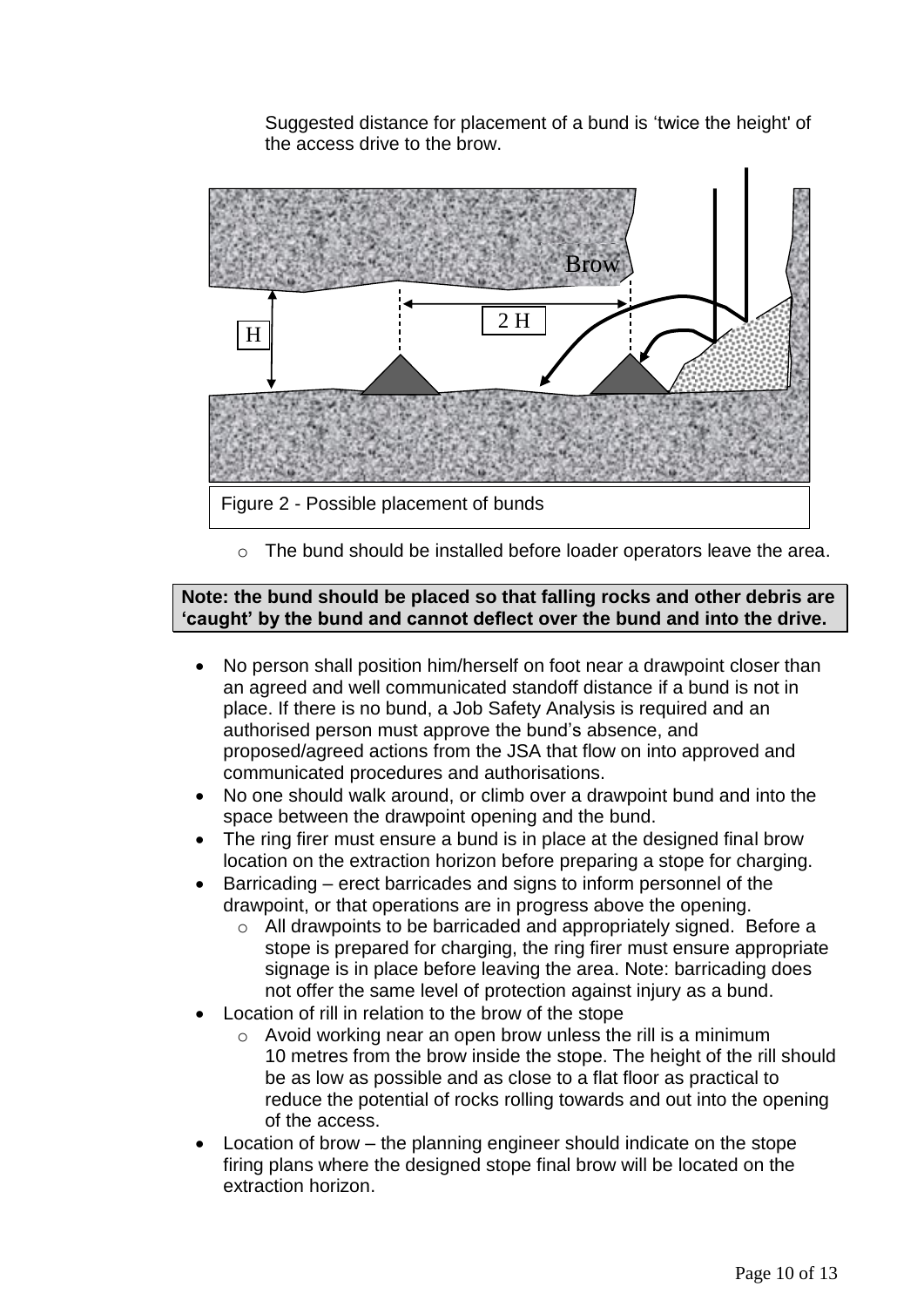Suggested distance for placement of a bund is 'twice the height' of the access drive to the brow.

Figure 2 - Possible placement of bunds

- The bund should be installed before loader operators leave the area.

**Note: the bund should be placed so that falling rocks and other debris are 'caught' by the bund and cannot deflect over the bund and into the drive.**

- No person shall position him/herself on foot near a drawpoint closer than an agreed and well communicated standoff distance if a bund is not in place. If there is no bund, a Job Safety Analysis is required and an authorised person must approve the bund's absence, and proposed/agreed actions from the JSA that flow on into approved and communicated procedures and authorisations.
- No one should walk around, or climb over a drawpoint bund and into the space between the drawpoint opening and the bund.
- The ring firer must ensure a bund is in place at the designed final brow location on the extraction horizon before preparing a stope for charging.
- Barricading – erect barricades and signs to inform personnel of the drawpoint, or that operations are in progress above the opening.
    - All drawpoints to be barricaded and appropriately signed. Before a stope is prepared for charging, the ring firer must ensure appropriate signage is in place before leaving the area. Note: barricading does not offer the same level of protection against injury as a bund.
- Location of rill in relation to the brow of the stope
    - Avoid working near an open brow unless the rill is a minimum 10 metres from the brow inside the stope. The height of the rill should be as low as possible and as close to a flat floor as practical to reduce the potential of rocks rolling towards and out into the opening of the access.
- Location of brow – the planning engineer should indicate on the stope firing plans where the designed stope final brow will be located on the extraction horizon.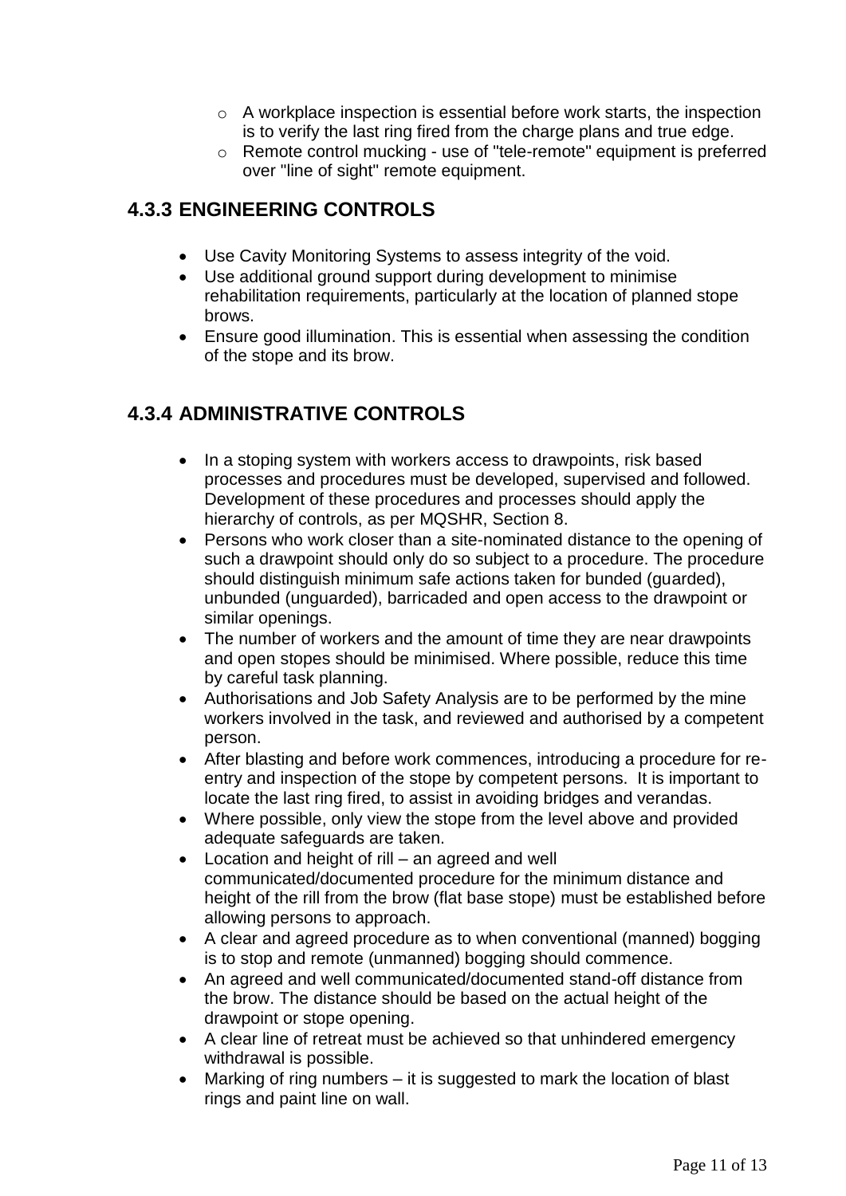- A workplace inspection is essential before work starts, the inspection is to verify the last ring fired from the charge plans and true edge.
  - Remote control mucking - use of "tele-remote" equipment is preferred over "line of sight" remote equipment.

### 4.3.3 ENGINEERING CONTROLS

- Use Cavity Monitoring Systems to assess integrity of the void.
- Use additional ground support during development to minimise rehabilitation requirements, particularly at the location of planned stope brows.
- Ensure good illumination. This is essential when assessing the condition of the stope and its brow.

### 4.3.4 ADMINISTRATIVE CONTROLS

- In a stoping system with workers access to drawpoints, risk based processes and procedures must be developed, supervised and followed. Development of these procedures and processes should apply the hierarchy of controls, as per MQSHR, Section 8.
- Persons who work closer than a site-nominated distance to the opening of such a drawpoint should only do so subject to a procedure. The procedure should distinguish minimum safe actions taken for bunded (guarded), unbunded (unguarded), barricaded and open access to the drawpoint or similar openings.
- The number of workers and the amount of time they are near drawpoints and open stopes should be minimised. Where possible, reduce this time by careful task planning.
- Authorisations and Job Safety Analysis are to be performed by the mine workers involved in the task, and reviewed and authorised by a competent person.
- After blasting and before work commences, introducing a procedure for re-entry and inspection of the stope by competent persons. It is important to locate the last ring fired, to assist in avoiding bridges and verandas.
- Where possible, only view the stope from the level above and provided adequate safeguards are taken.
- Location and height of rill – an agreed and well communicated/documented procedure for the minimum distance and height of the rill from the brow (flat base stope) must be established before allowing persons to approach.
- A clear and agreed procedure as to when conventional (manned) bogging is to stop and remote (unmanned) bogging should commence.
- An agreed and well communicated/documented stand-off distance from the brow. The distance should be based on the actual height of the drawpoint or stope opening.
- A clear line of retreat must be achieved so that unhindered emergency withdrawal is possible.
- Marking of ring numbers – it is suggested to mark the location of blast rings and paint line on wall.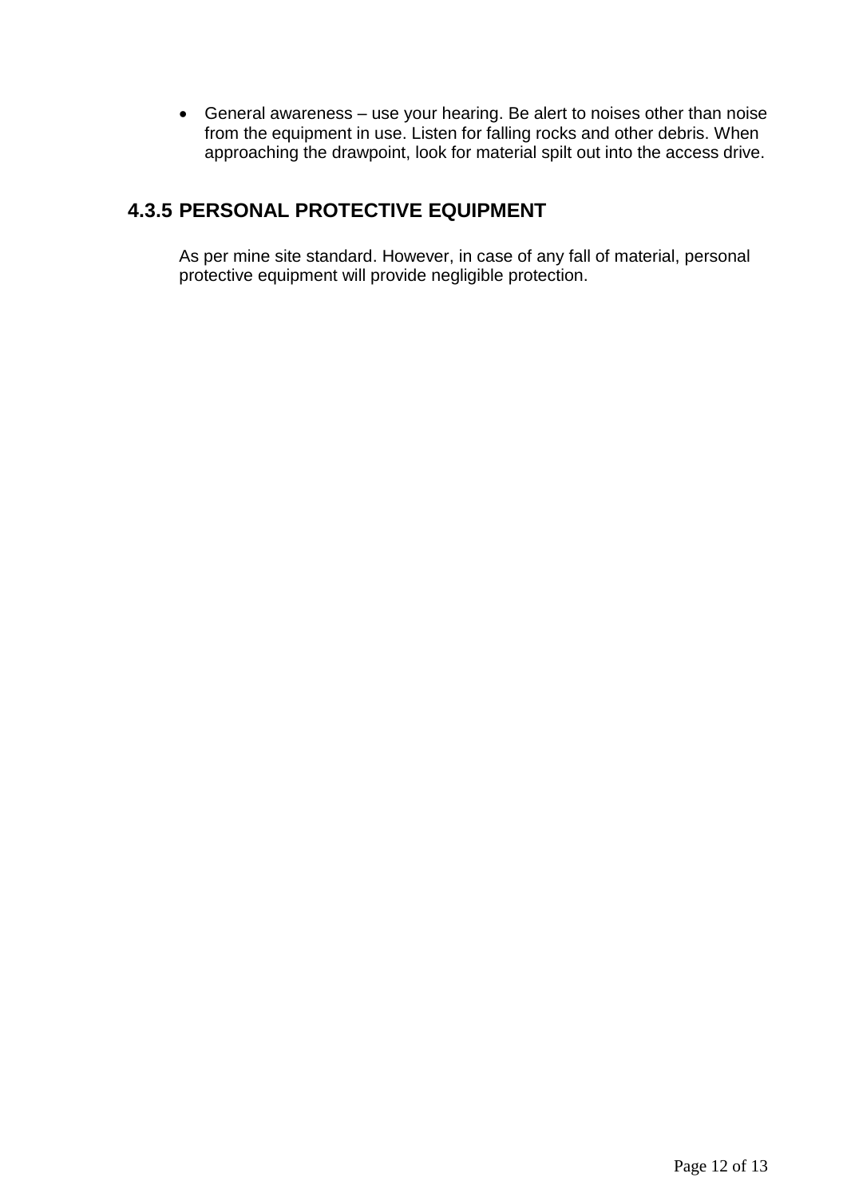- General awareness – use your hearing. Be alert to noises other than noise from the equipment in use. Listen for falling rocks and other debris. When approaching the drawpoint, look for material spilt out into the access drive.

### 4.3.5 PERSONAL PROTECTIVE EQUIPMENT

As per mine site standard. However, in case of any fall of material, personal protective equipment will provide negligible protection.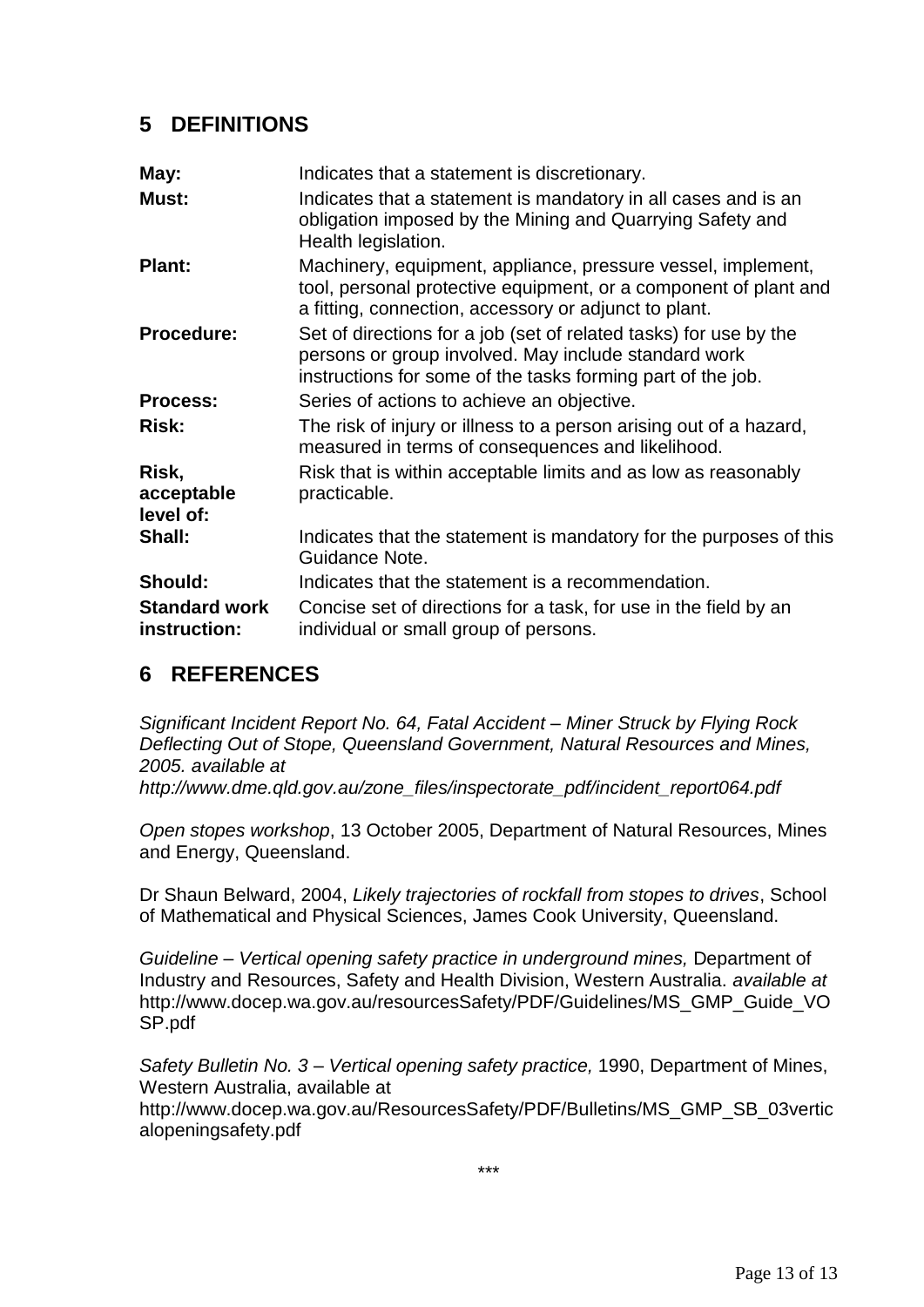## 5 DEFINITIONS

| | |
|---|---|
| **May:** | Indicates that a statement is discretionary. |
| **Must:** | Indicates that a statement is mandatory in all cases and is an obligation imposed by the Mining and Quarrying Safety and Health legislation. |
| **Plant:** | Machinery, equipment, appliance, pressure vessel, implement, tool, personal protective equipment, or a component of plant and a fitting, connection, accessory or adjunct to plant. |
| **Procedure:** | Set of directions for a job (set of related tasks) for use by the persons or group involved. May include standard work instructions for some of the tasks forming part of the job. |
| **Process:** | Series of actions to achieve an objective. |
| **Risk:** | The risk of injury or illness to a person arising out of a hazard, measured in terms of consequences and likelihood. |
| **Risk, acceptable level of:** | Risk that is within acceptable limits and as low as reasonably practicable. |
| **Shall:** | Indicates that the statement is mandatory for the purposes of this Guidance Note. |
| **Should:** | Indicates that the statement is a recommendation. |
| **Standard work instruction:** | Concise set of directions for a task, for use in the field by an individual or small group of persons. |

## 6 REFERENCES

*Significant Incident Report No. 64, Fatal Accident – Miner Struck by Flying Rock Deflecting Out of Stope, Queensland Government, Natural Resources and Mines, 2005. available at http://www.dme.qld.gov.au/zone_files/inspectorate_pdf/incident_report064.pdf*

*Open stopes workshop*, 13 October 2005, Department of Natural Resources, Mines and Energy, Queensland.

Dr Shaun Belward, 2004, *Likely trajectories of rockfall from stopes to drives*, School of Mathematical and Physical Sciences, James Cook University, Queensland.

*Guideline – Vertical opening safety practice in underground mines,* Department of Industry and Resources, Safety and Health Division, Western Australia. *available at* http://www.docep.wa.gov.au/resourcesSafety/PDF/Guidelines/MS_GMP_Guide_VOSP.pdf

*Safety Bulletin No. 3 – Vertical opening safety practice,* 1990, Department of Mines, Western Australia, available at http://www.docep.wa.gov.au/ResourcesSafety/PDF/Bulletins/MS_GMP_SB_03verticalopeningsafety.pdf

***